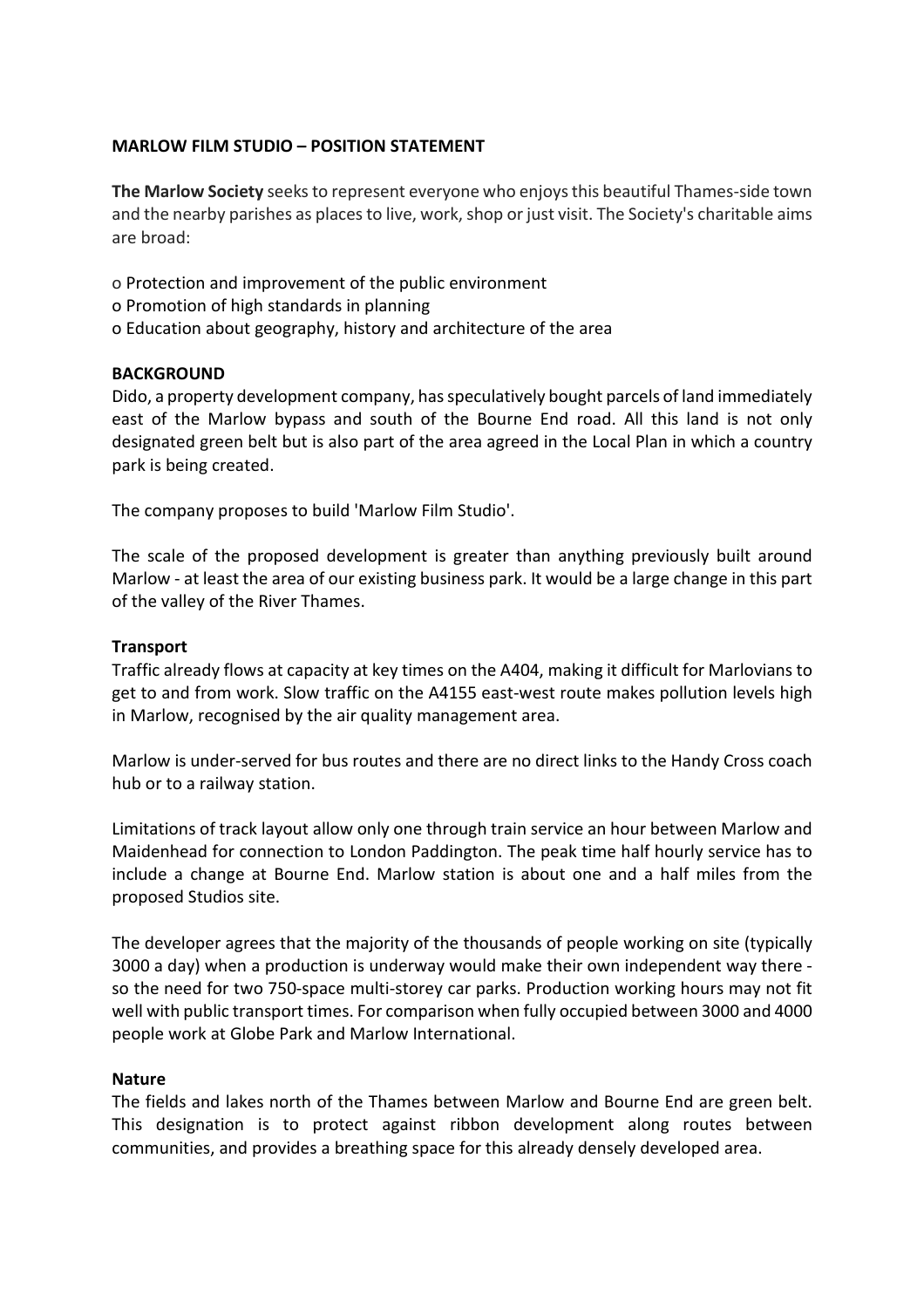**MARLOW FILM STUDIO – POSITION STATEMENT**

**The Marlow Society** seeks to represent everyone who enjoys this beautiful Thames-side town and the nearby parishes as places to live, work, shop or just visit. The Society's charitable aims are broad:

- Protection and improvement of the public environment
- Promotion of high standards in planning
- Education about geography, history and architecture of the area

**BACKGROUND**

Dido, a property development company, has speculatively bought parcels of land immediately east of the Marlow bypass and south of the Bourne End road. All this land is not only designated green belt but is also part of the area agreed in the Local Plan in which a country park is being created.

The company proposes to build 'Marlow Film Studio'.

The scale of the proposed development is greater than anything previously built around Marlow - at least the area of our existing business park. It would be a large change in this part of the valley of the River Thames.

**Transport**

Traffic already flows at capacity at key times on the A404, making it difficult for Marlovians to get to and from work. Slow traffic on the A4155 east-west route makes pollution levels high in Marlow, recognised by the air quality management area.

Marlow is under-served for bus routes and there are no direct links to the Handy Cross coach hub or to a railway station.

Limitations of track layout allow only one through train service an hour between Marlow and Maidenhead for connection to London Paddington. The peak time half hourly service has to include a change at Bourne End. Marlow station is about one and a half miles from the proposed Studios site.

The developer agrees that the majority of the thousands of people working on site (typically 3000 a day) when a production is underway would make their own independent way there - so the need for two 750-space multi-storey car parks. Production working hours may not fit well with public transport times. For comparison when fully occupied between 3000 and 4000 people work at Globe Park and Marlow International.

**Nature**

The fields and lakes north of the Thames between Marlow and Bourne End are green belt. This designation is to protect against ribbon development along routes between communities, and provides a breathing space for this already densely developed area.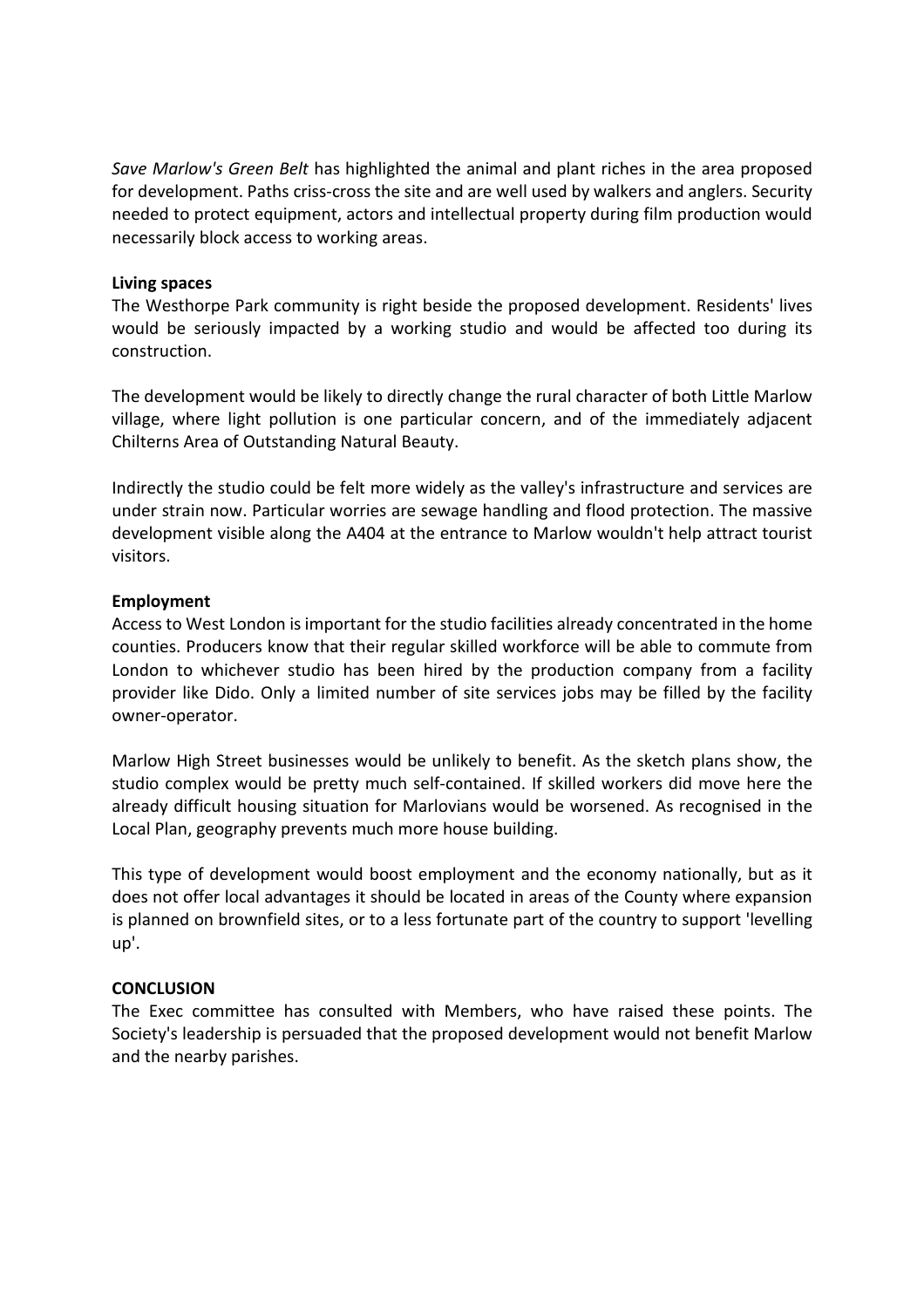*Save Marlow's Green Belt* has highlighted the animal and plant riches in the area proposed for development. Paths criss-cross the site and are well used by walkers and anglers. Security needed to protect equipment, actors and intellectual property during film production would necessarily block access to working areas.

**Living spaces**

The Westhorpe Park community is right beside the proposed development. Residents' lives would be seriously impacted by a working studio and would be affected too during its construction.

The development would be likely to directly change the rural character of both Little Marlow village, where light pollution is one particular concern, and of the immediately adjacent Chilterns Area of Outstanding Natural Beauty.

Indirectly the studio could be felt more widely as the valley's infrastructure and services are under strain now. Particular worries are sewage handling and flood protection. The massive development visible along the A404 at the entrance to Marlow wouldn't help attract tourist visitors.

**Employment**

Access to West London is important for the studio facilities already concentrated in the home counties. Producers know that their regular skilled workforce will be able to commute from London to whichever studio has been hired by the production company from a facility provider like Dido. Only a limited number of site services jobs may be filled by the facility owner-operator.

Marlow High Street businesses would be unlikely to benefit. As the sketch plans show, the studio complex would be pretty much self-contained. If skilled workers did move here the already difficult housing situation for Marlovians would be worsened. As recognised in the Local Plan, geography prevents much more house building.

This type of development would boost employment and the economy nationally, but as it does not offer local advantages it should be located in areas of the County where expansion is planned on brownfield sites, or to a less fortunate part of the country to support 'levelling up'.

**CONCLUSION**

The Exec committee has consulted with Members, who have raised these points. The Society's leadership is persuaded that the proposed development would not benefit Marlow and the nearby parishes.